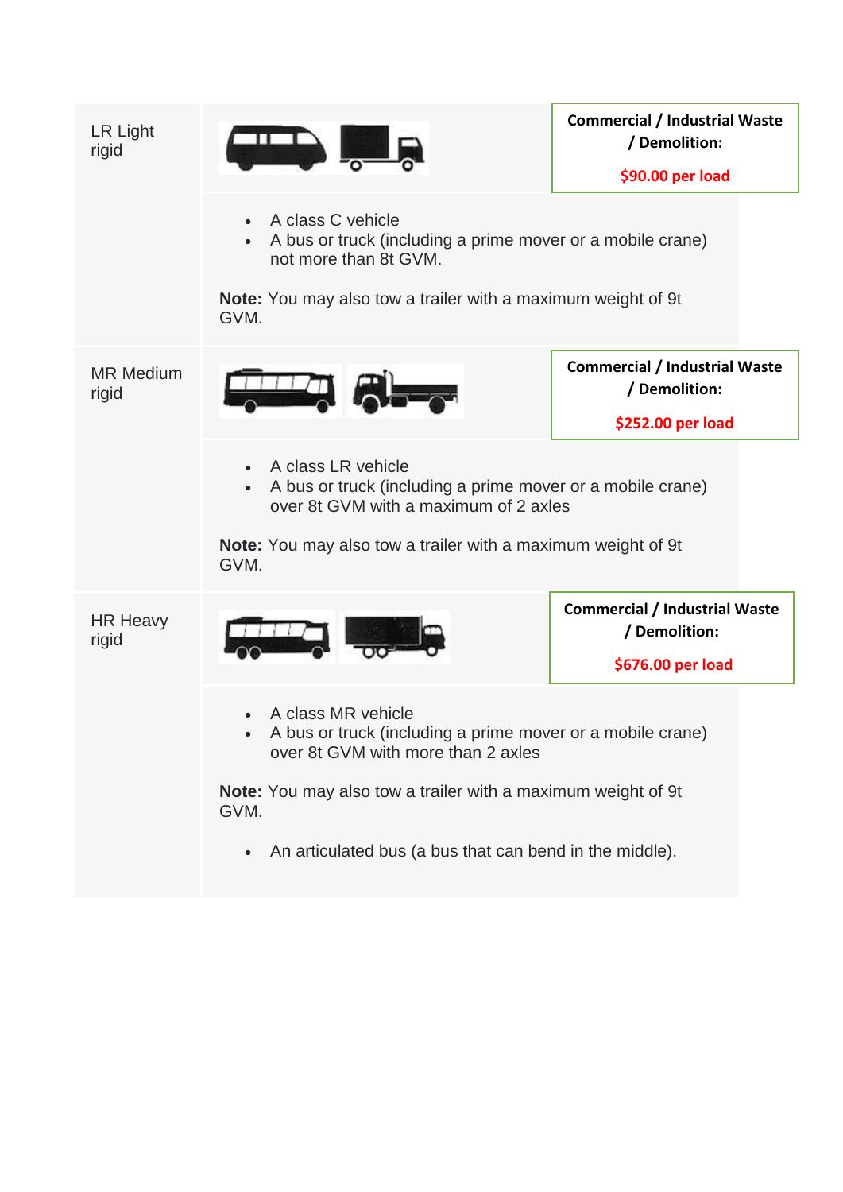| | |
|---|---|
| LR Light rigid | **Commercial / Industrial Waste / Demolition:**<br><br>**$90.00 per load**<br><br>• A class C vehicle<br>• A bus or truck (including a prime mover or a mobile crane) not more than 8t GVM.<br><br>**Note:** You may also tow a trailer with a maximum weight of 9t GVM. |
| MR Medium rigid | **Commercial / Industrial Waste / Demolition:**<br><br>**$252.00 per load**<br><br>• A class LR vehicle<br>• A bus or truck (including a prime mover or a mobile crane) over 8t GVM with a maximum of 2 axles<br><br>**Note:** You may also tow a trailer with a maximum weight of 9t GVM. |
| HR Heavy rigid | **Commercial / Industrial Waste / Demolition:**<br><br>**$676.00 per load**<br><br>• A class MR vehicle<br>• A bus or truck (including a prime mover or a mobile crane) over 8t GVM with more than 2 axles<br><br>**Note:** You may also tow a trailer with a maximum weight of 9t GVM.<br><br>• An articulated bus (a bus that can bend in the middle). |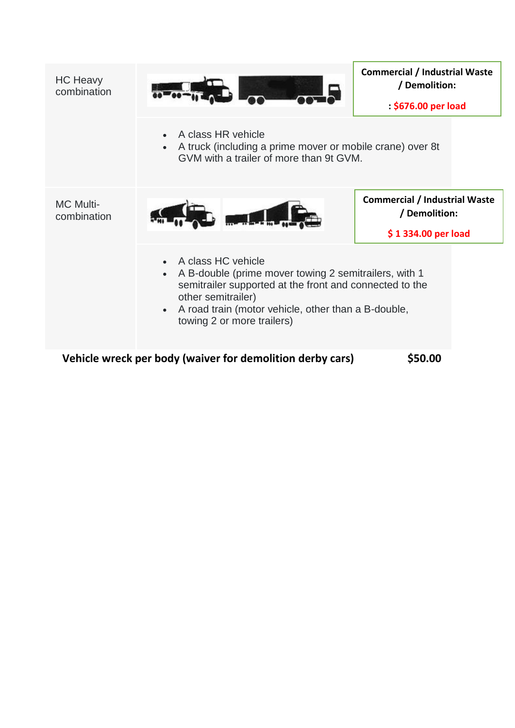| | | |
|---|---|---|
| HC Heavy combination | • A class HR vehicle<br>• A truck (including a prime mover or mobile crane) over 8t GVM with a trailer of more than 9t GVM. | **Commercial / Industrial Waste / Demolition:**<br><br>**: $676.00 per load** |
| MC Multi-combination | • A class HC vehicle<br>• A B-double (prime mover towing 2 semitrailers, with 1 semitrailer supported at the front and connected to the other semitrailer)<br>• A road train (motor vehicle, other than a B-double, towing 2 or more trailers) | **Commercial / Industrial Waste / Demolition:**<br><br>**$ 1 334.00 per load** |

**Vehicle wreck per body (waiver for demolition derby cars)** **$50.00**